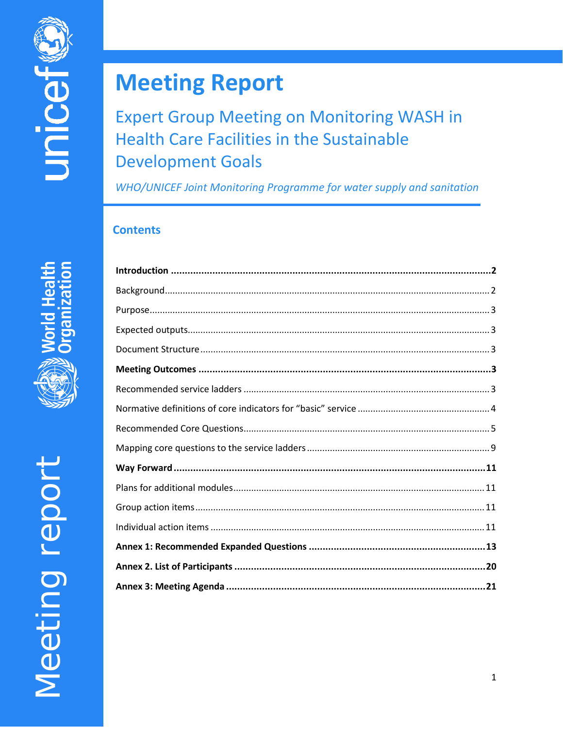# Meeting Report

## Expert Group Meeting on Monitoring WASH in Health Care Facilities in the Sustainable Development Goals

*WHO/UNICEF Joint Monitoring Programme for water supply and sanitation*

### Contents

**Introduction .......... 2**

Background .......... 2

Purpose .......... 3

Expected outputs .......... 3

Document Structure .......... 3

**Meeting Outcomes .......... 3**

Recommended service ladders .......... 3

Normative definitions of core indicators for "basic" service .......... 4

Recommended Core Questions .......... 5

Mapping core questions to the service ladders .......... 9

**Way Forward .......... 11**

Plans for additional modules .......... 11

Group action items .......... 11

Individual action items .......... 11

**Annex 1: Recommended Expanded Questions .......... 13**

**Annex 2. List of Participants .......... 20**

**Annex 3: Meeting Agenda .......... 21**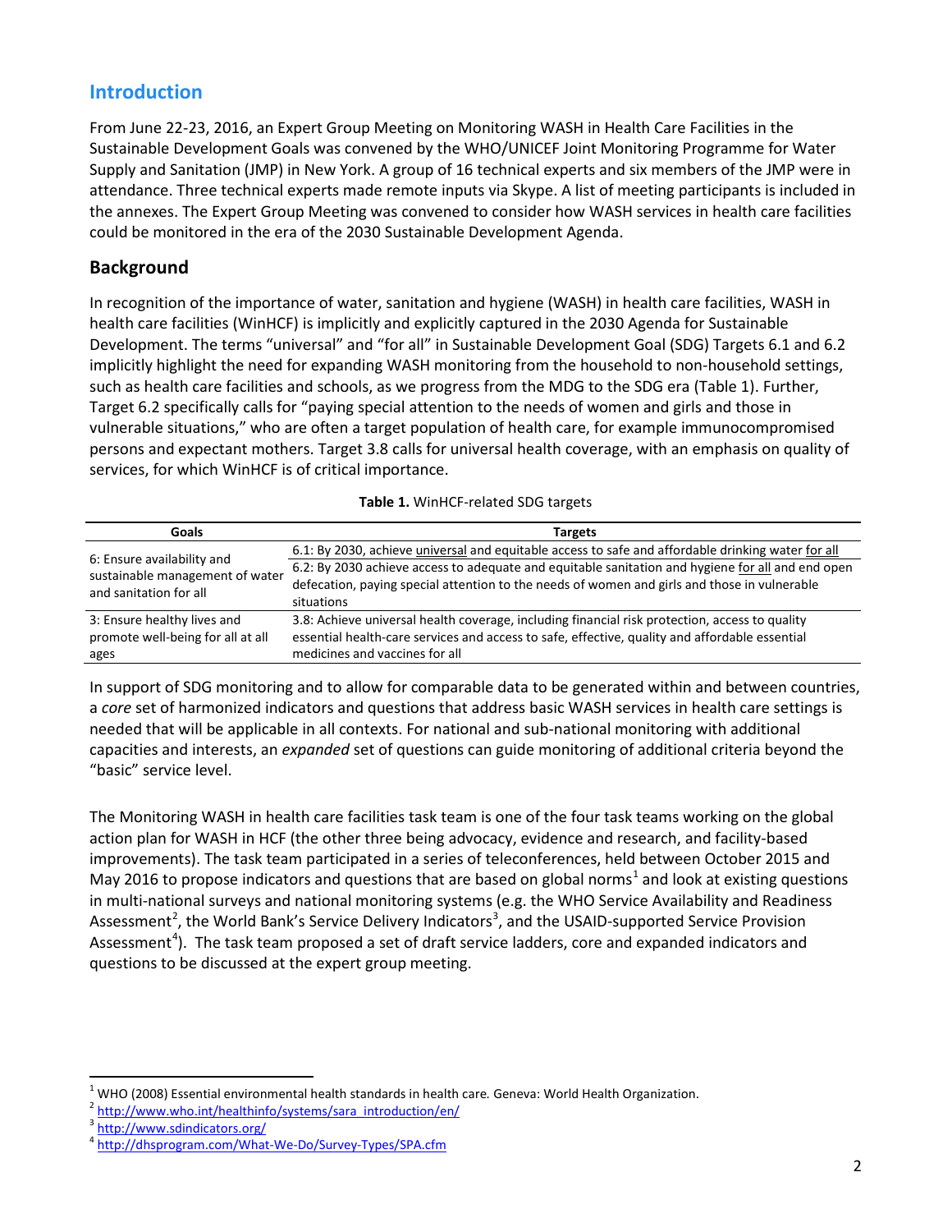## Introduction

From June 22-23, 2016, an Expert Group Meeting on Monitoring WASH in Health Care Facilities in the Sustainable Development Goals was convened by the WHO/UNICEF Joint Monitoring Programme for Water Supply and Sanitation (JMP) in New York. A group of 16 technical experts and six members of the JMP were in attendance. Three technical experts made remote inputs via Skype. A list of meeting participants is included in the annexes. The Expert Group Meeting was convened to consider how WASH services in health care facilities could be monitored in the era of the 2030 Sustainable Development Agenda.

### Background

In recognition of the importance of water, sanitation and hygiene (WASH) in health care facilities, WASH in health care facilities (WinHCF) is implicitly and explicitly captured in the 2030 Agenda for Sustainable Development. The terms "universal" and "for all" in Sustainable Development Goal (SDG) Targets 6.1 and 6.2 implicitly highlight the need for expanding WASH monitoring from the household to non-household settings, such as health care facilities and schools, as we progress from the MDG to the SDG era (Table 1). Further, Target 6.2 specifically calls for "paying special attention to the needs of women and girls and those in vulnerable situations," who are often a target population of health care, for example immunocompromised persons and expectant mothers. Target 3.8 calls for universal health coverage, with an emphasis on quality of services, for which WinHCF is of critical importance.

**Table 1.** WinHCF-related SDG targets

| Goals | Targets |
|---|---|
| 6: Ensure availability and sustainable management of water and sanitation for all | 6.1: By 2030, achieve universal and equitable access to safe and affordable drinking water for all |
| | 6.2: By 2030 achieve access to adequate and equitable sanitation and hygiene for all and end open defecation, paying special attention to the needs of women and girls and those in vulnerable situations |
| 3: Ensure healthy lives and promote well-being for all at all ages | 3.8: Achieve universal health coverage, including financial risk protection, access to quality essential health-care services and access to safe, effective, quality and affordable essential medicines and vaccines for all |

In support of SDG monitoring and to allow for comparable data to be generated within and between countries, a *core* set of harmonized indicators and questions that address basic WASH services in health care settings is needed that will be applicable in all contexts. For national and sub-national monitoring with additional capacities and interests, an *expanded* set of questions can guide monitoring of additional criteria beyond the "basic" service level.

The Monitoring WASH in health care facilities task team is one of the four task teams working on the global action plan for WASH in HCF (the other three being advocacy, evidence and research, and facility-based improvements). The task team participated in a series of teleconferences, held between October 2015 and May 2016 to propose indicators and questions that are based on global norms[1] and look at existing questions in multi-national surveys and national monitoring systems (e.g. the WHO Service Availability and Readiness Assessment[2], the World Bank's Service Delivery Indicators[3], and the USAID-supported Service Provision Assessment[4]). The task team proposed a set of draft service ladders, core and expanded indicators and questions to be discussed at the expert group meeting.

---

[1] WHO (2008) Essential environmental health standards in health care. Geneva: World Health Organization.

[2] http://www.who.int/healthinfo/systems/sara_introduction/en/

[3] http://www.sdindicators.org/

[4] http://dhsprogram.com/What-We-Do/Survey-Types/SPA.cfm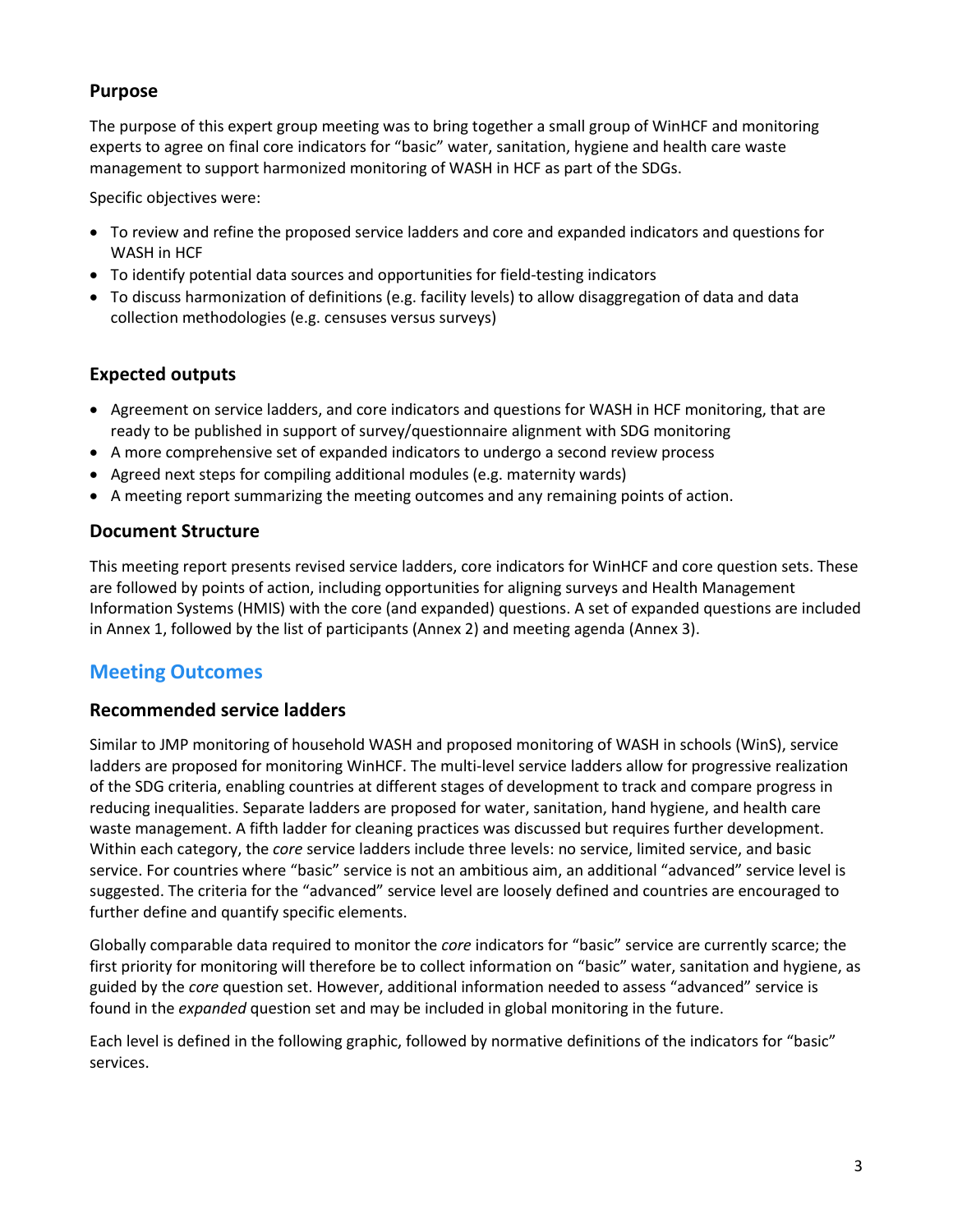## Purpose

The purpose of this expert group meeting was to bring together a small group of WinHCF and monitoring experts to agree on final core indicators for "basic" water, sanitation, hygiene and health care waste management to support harmonized monitoring of WASH in HCF as part of the SDGs.

Specific objectives were:

- To review and refine the proposed service ladders and core and expanded indicators and questions for WASH in HCF
- To identify potential data sources and opportunities for field-testing indicators
- To discuss harmonization of definitions (e.g. facility levels) to allow disaggregation of data and data collection methodologies (e.g. censuses versus surveys)

## Expected outputs

- Agreement on service ladders, and core indicators and questions for WASH in HCF monitoring, that are ready to be published in support of survey/questionnaire alignment with SDG monitoring
- A more comprehensive set of expanded indicators to undergo a second review process
- Agreed next steps for compiling additional modules (e.g. maternity wards)
- A meeting report summarizing the meeting outcomes and any remaining points of action.

## Document Structure

This meeting report presents revised service ladders, core indicators for WinHCF and core question sets. These are followed by points of action, including opportunities for aligning surveys and Health Management Information Systems (HMIS) with the core (and expanded) questions. A set of expanded questions are included in Annex 1, followed by the list of participants (Annex 2) and meeting agenda (Annex 3).

# Meeting Outcomes

## Recommended service ladders

Similar to JMP monitoring of household WASH and proposed monitoring of WASH in schools (WinS), service ladders are proposed for monitoring WinHCF. The multi-level service ladders allow for progressive realization of the SDG criteria, enabling countries at different stages of development to track and compare progress in reducing inequalities. Separate ladders are proposed for water, sanitation, hand hygiene, and health care waste management. A fifth ladder for cleaning practices was discussed but requires further development. Within each category, the *core* service ladders include three levels: no service, limited service, and basic service. For countries where "basic" service is not an ambitious aim, an additional "advanced" service level is suggested. The criteria for the "advanced" service level are loosely defined and countries are encouraged to further define and quantify specific elements.

Globally comparable data required to monitor the *core* indicators for "basic" service are currently scarce; the first priority for monitoring will therefore be to collect information on "basic" water, sanitation and hygiene, as guided by the *core* question set. However, additional information needed to assess "advanced" service is found in the *expanded* question set and may be included in global monitoring in the future.

Each level is defined in the following graphic, followed by normative definitions of the indicators for "basic" services.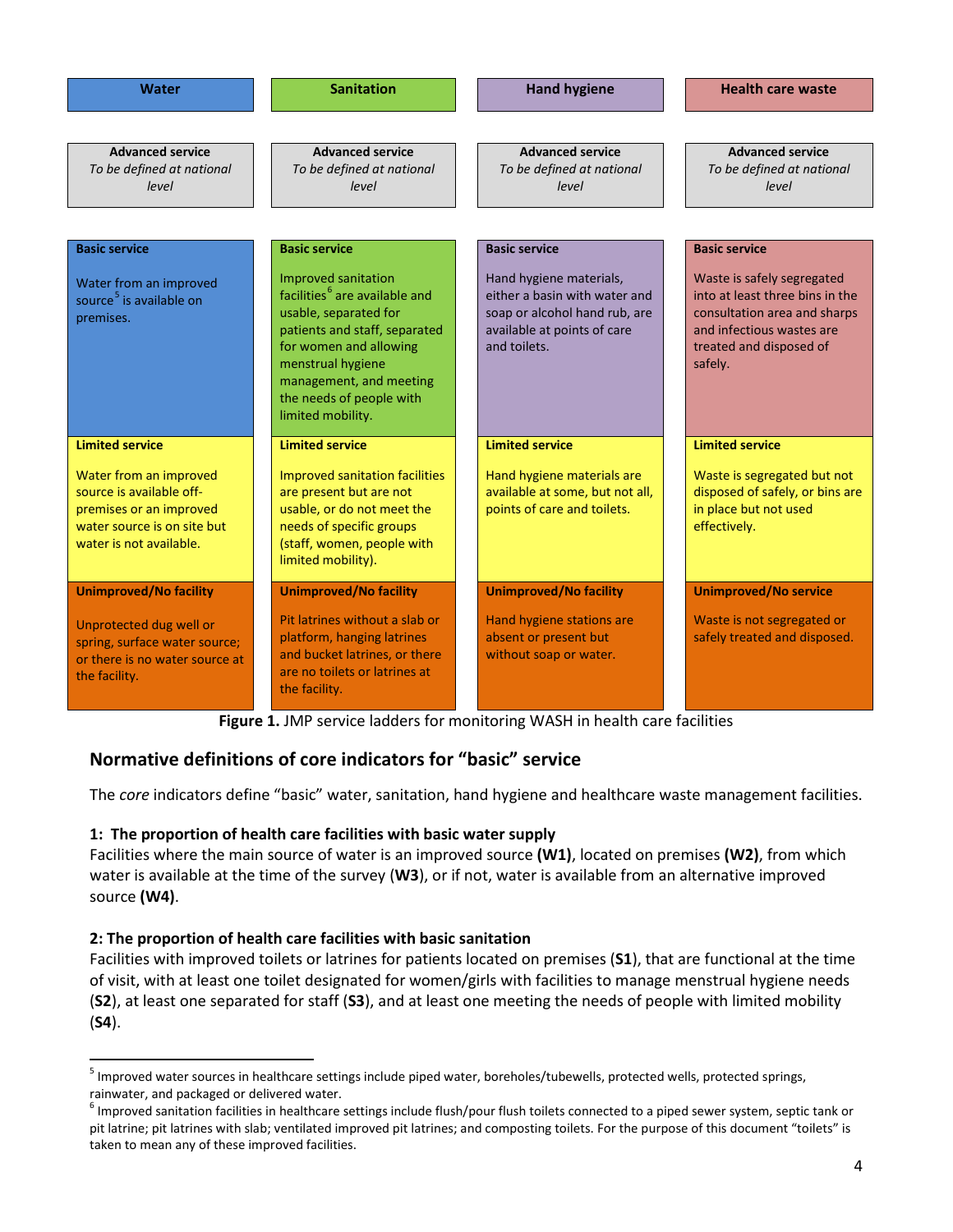| Water | Sanitation | Hand hygiene | Health care waste |
|---|---|---|---|
| **Advanced service** *To be defined at national level* | **Advanced service** *To be defined at national level* | **Advanced service** *To be defined at national level* | **Advanced service** *To be defined at national level* |
| **Basic service** Water from an improved source[5] is available on premises. | **Basic service** Improved sanitation facilities[6] are available and usable, separated for patients and staff, separated for women and allowing menstrual hygiene management, and meeting the needs of people with limited mobility. | **Basic service** Hand hygiene materials, either a basin with water and soap or alcohol hand rub, are available at points of care and toilets. | **Basic service** Waste is safely segregated into at least three bins in the consultation area and sharps and infectious wastes are treated and disposed of safely. |
| **Limited service** Water from an improved source is available off-premises or an improved water source is on site but water is not available. | **Limited service** Improved sanitation facilities are present but are not usable, or do not meet the needs of specific groups (staff, women, people with limited mobility). | **Limited service** Hand hygiene materials are available at some, but not all, points of care and toilets. | **Limited service** Waste is segregated but not disposed of safely, or bins are in place but not used effectively. |
| **Unimproved/No facility** Unprotected dug well or spring, surface water source; or there is no water source at the facility. | **Unimproved/No facility** Pit latrines without a slab or platform, hanging latrines and bucket latrines, or there are no toilets or latrines at the facility. | **Unimproved/No facility** Hand hygiene stations are absent or present but without soap or water. | **Unimproved/No service** Waste is not segregated or safely treated and disposed. |

**Figure 1.** JMP service ladders for monitoring WASH in health care facilities

## Normative definitions of core indicators for "basic" service

The *core* indicators define "basic" water, sanitation, hand hygiene and healthcare waste management facilities.

### 1: The proportion of health care facilities with basic water supply

Facilities where the main source of water is an improved source **(W1)**, located on premises **(W2)**, from which water is available at the time of the survey (**W3**), or if not, water is available from an alternative improved source **(W4)**.

### 2: The proportion of health care facilities with basic sanitation

Facilities with improved toilets or latrines for patients located on premises (**S1**), that are functional at the time of visit, with at least one toilet designated for women/girls with facilities to manage menstrual hygiene needs (**S2**), at least one separated for staff (**S3**), and at least one meeting the needs of people with limited mobility (**S4**).

---

[5] Improved water sources in healthcare settings include piped water, boreholes/tubewells, protected wells, protected springs, rainwater, and packaged or delivered water.

[6] Improved sanitation facilities in healthcare settings include flush/pour flush toilets connected to a piped sewer system, septic tank or pit latrine; pit latrines with slab; ventilated improved pit latrines; and composting toilets. For the purpose of this document "toilets" is taken to mean any of these improved facilities.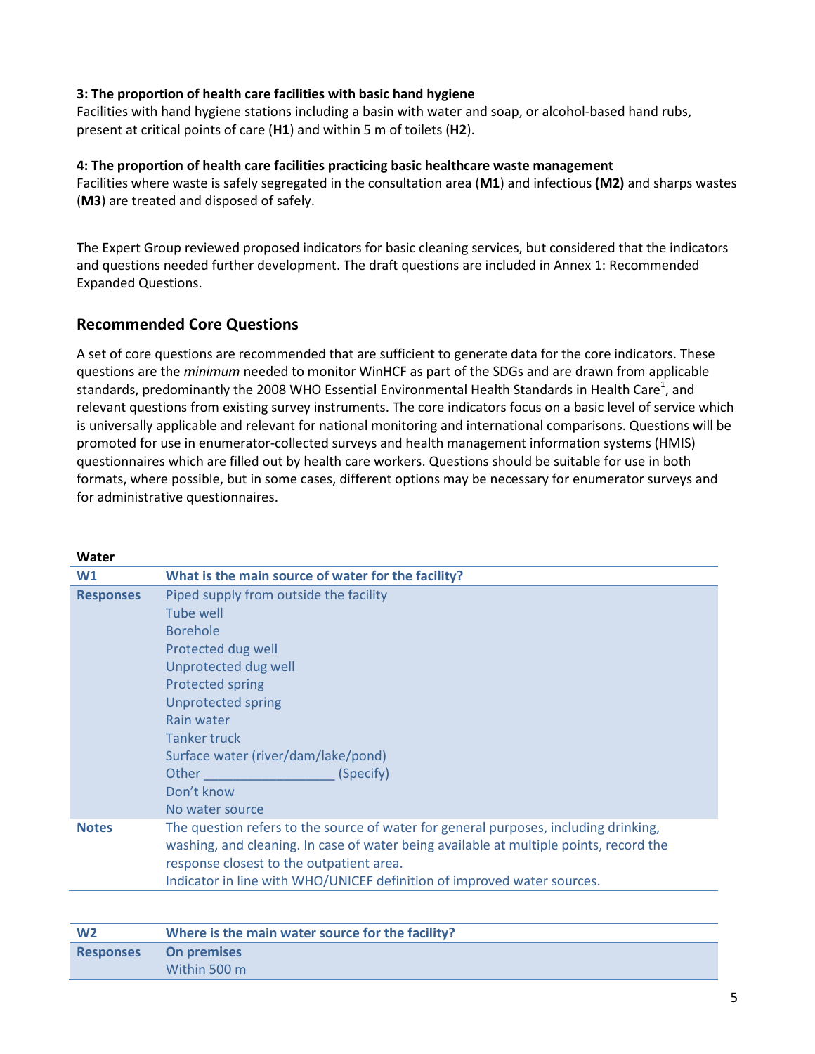**3: The proportion of health care facilities with basic hand hygiene**
Facilities with hand hygiene stations including a basin with water and soap, or alcohol-based hand rubs, present at critical points of care (**H1**) and within 5 m of toilets (**H2**).

**4: The proportion of health care facilities practicing basic healthcare waste management**
Facilities where waste is safely segregated in the consultation area (**M1**) and infectious **(M2)** and sharps wastes (**M3**) are treated and disposed of safely.

The Expert Group reviewed proposed indicators for basic cleaning services, but considered that the indicators and questions needed further development. The draft questions are included in Annex 1: Recommended Expanded Questions.

## Recommended Core Questions

A set of core questions are recommended that are sufficient to generate data for the core indicators. These questions are the *minimum* needed to monitor WinHCF as part of the SDGs and are drawn from applicable standards, predominantly the 2008 WHO Essential Environmental Health Standards in Health Care[1], and relevant questions from existing survey instruments. The core indicators focus on a basic level of service which is universally applicable and relevant for national monitoring and international comparisons. Questions will be promoted for use in enumerator-collected surveys and health management information systems (HMIS) questionnaires which are filled out by health care workers. Questions should be suitable for use in both formats, where possible, but in some cases, different options may be necessary for enumerator surveys and for administrative questionnaires.

**Water**

| **W1** | **What is the main source of water for the facility?** |
|---|---|
| **Responses** | Piped supply from outside the facility<br>Tube well<br>Borehole<br>Protected dug well<br>Unprotected dug well<br>Protected spring<br>Unprotected spring<br>Rain water<br>Tanker truck<br>Surface water (river/dam/lake/pond)<br>Other __________________ (Specify)<br>Don't know<br>No water source |
| **Notes** | The question refers to the source of water for general purposes, including drinking, washing, and cleaning. In case of water being available at multiple points, record the response closest to the outpatient area.<br>Indicator in line with WHO/UNICEF definition of improved water sources. |

| **W2** | **Where is the main water source for the facility?** |
|---|---|
| **Responses** | **On premises**<br>Within 500 m |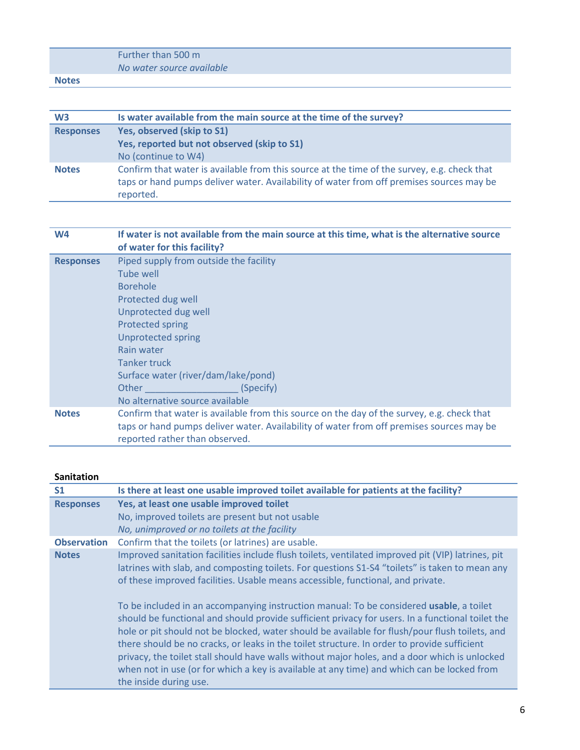| | |
|---|---|
| | Further than 500 m<br>*No water source available* |
| **Notes** | |

| **W3** | **Is water available from the main source at the time of the survey?** |
|---|---|
| **Responses** | **Yes, observed (skip to S1)**<br>**Yes, reported but not observed (skip to S1)**<br>No (continue to W4) |
| **Notes** | Confirm that water is available from this source at the time of the survey, e.g. check that taps or hand pumps deliver water. Availability of water from off premises sources may be reported. |

| **W4** | **If water is not available from the main source at this time, what is the alternative source of water for this facility?** |
|---|---|
| **Responses** | Piped supply from outside the facility<br>Tube well<br>Borehole<br>Protected dug well<br>Unprotected dug well<br>Protected spring<br>Unprotected spring<br>Rain water<br>Tanker truck<br>Surface water (river/dam/lake/pond)<br>Other __________________ (Specify)<br>No alternative source available |
| **Notes** | Confirm that water is available from this source on the day of the survey, e.g. check that taps or hand pumps deliver water. Availability of water from off premises sources may be reported rather than observed. |

**Sanitation**

| **S1** | **Is there at least one usable improved toilet available for patients at the facility?** |
|---|---|
| **Responses** | **Yes, at least one usable improved toilet**<br>No, improved toilets are present but not usable<br>*No, unimproved or no toilets at the facility* |
| **Observation** | Confirm that the toilets (or latrines) are usable. |
| **Notes** | Improved sanitation facilities include flush toilets, ventilated improved pit (VIP) latrines, pit latrines with slab, and composting toilets. For questions S1-S4 "toilets" is taken to mean any of these improved facilities. Usable means accessible, functional, and private.<br><br>To be included in an accompanying instruction manual: To be considered **usable**, a toilet should be functional and should provide sufficient privacy for users. In a functional toilet the hole or pit should not be blocked, water should be available for flush/pour flush toilets, and there should be no cracks, or leaks in the toilet structure. In order to provide sufficient privacy, the toilet stall should have walls without major holes, and a door which is unlocked when not in use (or for which a key is available at any time) and which can be locked from the inside during use. |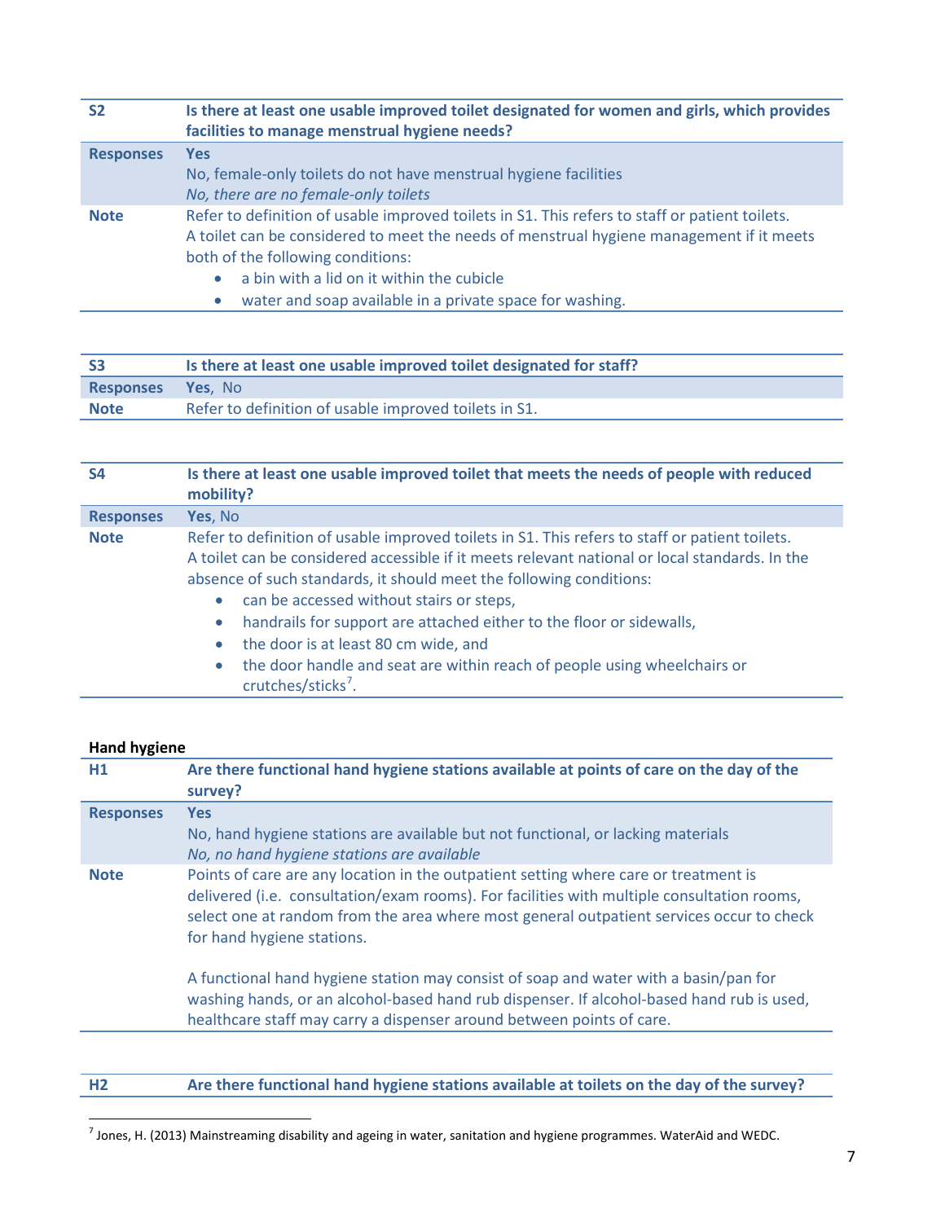| S2 | Is there at least one usable improved toilet designated for women and girls, which provides facilities to manage menstrual hygiene needs? |
|---|---|
| **Responses** | **Yes**<br>No, female-only toilets do not have menstrual hygiene facilities<br>*No, there are no female-only toilets* |
| **Note** | Refer to definition of usable improved toilets in S1. This refers to staff or patient toilets.<br>A toilet can be considered to meet the needs of menstrual hygiene management if it meets both of the following conditions:<br>• a bin with a lid on it within the cubicle<br>• water and soap available in a private space for washing. |

| S3 | Is there at least one usable improved toilet designated for staff? |
|---|---|
| **Responses** | **Yes**, No |
| **Note** | Refer to definition of usable improved toilets in S1. |

| S4 | Is there at least one usable improved toilet that meets the needs of people with reduced mobility? |
|---|---|
| **Responses** | **Yes**, No |
| **Note** | Refer to definition of usable improved toilets in S1. This refers to staff or patient toilets.<br>A toilet can be considered accessible if it meets relevant national or local standards. In the absence of such standards, it should meet the following conditions:<br>• can be accessed without stairs or steps,<br>• handrails for support are attached either to the floor or sidewalls,<br>• the door is at least 80 cm wide, and<br>• the door handle and seat are within reach of people using wheelchairs or crutches/sticks[7]. |

**Hand hygiene**

| H1 | Are there functional hand hygiene stations available at points of care on the day of the survey? |
|---|---|
| **Responses** | **Yes**<br>No, hand hygiene stations are available but not functional, or lacking materials<br>*No, no hand hygiene stations are available* |
| **Note** | Points of care are any location in the outpatient setting where care or treatment is delivered (i.e. consultation/exam rooms). For facilities with multiple consultation rooms, select one at random from the area where most general outpatient services occur to check for hand hygiene stations.<br><br>A functional hand hygiene station may consist of soap and water with a basin/pan for washing hands, or an alcohol-based hand rub dispenser. If alcohol-based hand rub is used, healthcare staff may carry a dispenser around between points of care. |

| H2 | Are there functional hand hygiene stations available at toilets on the day of the survey? |
|---|---|

[7] Jones, H. (2013) Mainstreaming disability and ageing in water, sanitation and hygiene programmes. WaterAid and WEDC.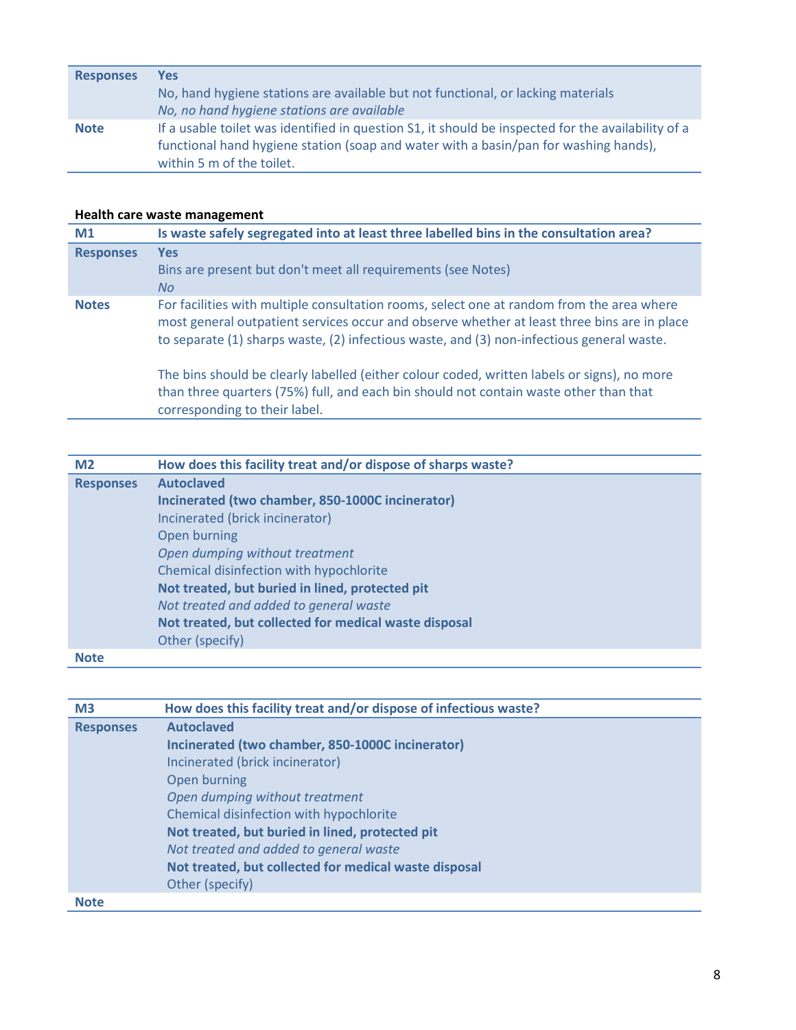| | |
|---|---|
| **Responses** | **Yes**<br>No, hand hygiene stations are available but not functional, or lacking materials<br>*No, no hand hygiene stations are available* |
| **Note** | If a usable toilet was identified in question S1, it should be inspected for the availability of a functional hand hygiene station (soap and water with a basin/pan for washing hands), within 5 m of the toilet. |

### Health care waste management

| **M1** | **Is waste safely segregated into at least three labelled bins in the consultation area?** |
|---|---|
| **Responses** | **Yes**<br>Bins are present but don't meet all requirements (see Notes)<br>*No* |
| **Notes** | For facilities with multiple consultation rooms, select one at random from the area where most general outpatient services occur and observe whether at least three bins are in place to separate (1) sharps waste, (2) infectious waste, and (3) non-infectious general waste.<br><br>The bins should be clearly labelled (either colour coded, written labels or signs), no more than three quarters (75%) full, and each bin should not contain waste other than that corresponding to their label. |

| **M2** | **How does this facility treat and/or dispose of sharps waste?** |
|---|---|
| **Responses** | **Autoclaved**<br>**Incinerated (two chamber, 850-1000C incinerator)**<br>Incinerated (brick incinerator)<br>Open burning<br>*Open dumping without treatment*<br>Chemical disinfection with hypochlorite<br>**Not treated, but buried in lined, protected pit**<br>*Not treated and added to general waste*<br>**Not treated, but collected for medical waste disposal**<br>Other (specify) |
| **Note** | |

| **M3** | **How does this facility treat and/or dispose of infectious waste?** |
|---|---|
| **Responses** | **Autoclaved**<br>**Incinerated (two chamber, 850-1000C incinerator)**<br>Incinerated (brick incinerator)<br>Open burning<br>*Open dumping without treatment*<br>Chemical disinfection with hypochlorite<br>**Not treated, but buried in lined, protected pit**<br>*Not treated and added to general waste*<br>**Not treated, but collected for medical waste disposal**<br>Other (specify) |
| **Note** | |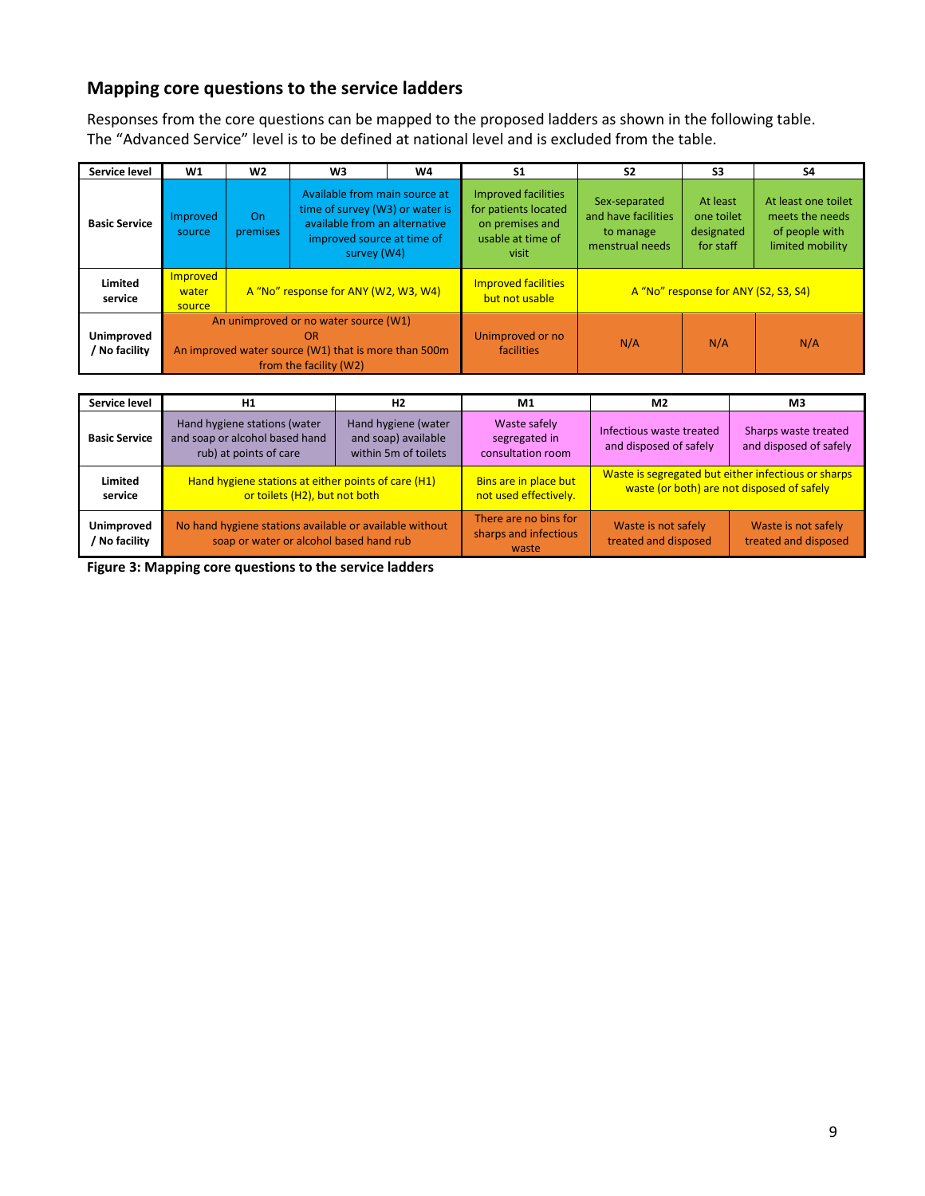## Mapping core questions to the service ladders

Responses from the core questions can be mapped to the proposed ladders as shown in the following table. The "Advanced Service" level is to be defined at national level and is excluded from the table.

| Service level | W1 | W2 | W3 | W4 | S1 | S2 | S3 | S4 |
|---|---|---|---|---|---|---|---|---|
| **Basic Service** | Improved source | On premises | Available from main source at time of survey (W3) or water is available from an alternative improved source at time of survey (W4) | | Improved facilities for patients located on premises and usable at time of visit | Sex-separated and have facilities to manage menstrual needs | At least one toilet designated for staff | At least one toilet meets the needs of people with limited mobility |
| **Limited service** | Improved water source | A "No" response for ANY (W2, W3, W4) | | | Improved facilities but not usable | A "No" response for ANY (S2, S3, S4) | | |
| **Unimproved / No facility** | An unimproved or no water source (W1) OR An improved water source (W1) that is more than 500m from the facility (W2) | | | | Unimproved or no facilities | N/A | N/A | N/A |

| Service level | H1 | H2 | M1 | M2 | M3 |
|---|---|---|---|---|---|
| **Basic Service** | Hand hygiene stations (water and soap or alcohol based hand rub) at points of care | Hand hygiene (water and soap) available within 5m of toilets | Waste safely segregated in consultation room | Infectious waste treated and disposed of safely | Sharps waste treated and disposed of safely |
| **Limited service** | Hand hygiene stations at either points of care (H1) or toilets (H2), but not both | | Bins are in place but not used effectively. | Waste is segregated but either infectious or sharps waste (or both) are not disposed of safely | |
| **Unimproved / No facility** | No hand hygiene stations available or available without soap or water or alcohol based hand rub | | There are no bins for sharps and infectious waste | Waste is not safely treated and disposed | Waste is not safely treated and disposed |

**Figure 3: Mapping core questions to the service ladders**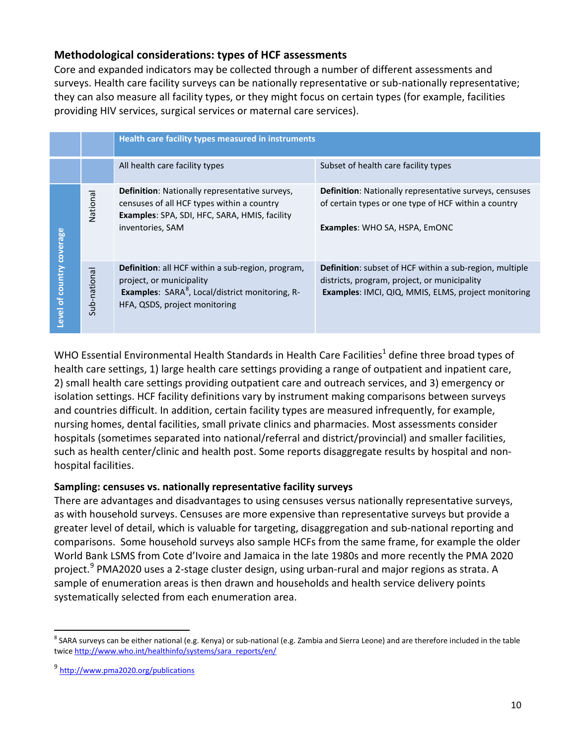## Methodological considerations: types of HCF assessments

Core and expanded indicators may be collected through a number of different assessments and surveys. Health care facility surveys can be nationally representative or sub-nationally representative; they can also measure all facility types, or they might focus on certain types (for example, facilities providing HIV services, surgical services or maternal care services).

| | | Health care facility types measured in instruments | |
|---|---|---|---|
| | | All health care facility types | Subset of health care facility types |
| Level of country coverage | National | **Definition**: Nationally representative surveys, censuses of all HCF types within a country **Examples**: SPA, SDI, HFC, SARA, HMIS, facility inventories, SAM | **Definition**: Nationally representative surveys, censuses of certain types or one type of HCF within a country **Examples**: WHO SA, HSPA, EmONC |
| | Sub-national | **Definition**: all HCF within a sub-region, program, project, or municipality **Examples**: SARA[8], Local/district monitoring, R-HFA, QSDS, project monitoring | **Definition**: subset of HCF within a sub-region, multiple districts, program, project, or municipality **Examples**: IMCI, QIQ, MMIS, ELMS, project monitoring |

WHO Essential Environmental Health Standards in Health Care Facilities[1] define three broad types of health care settings, 1) large health care settings providing a range of outpatient and inpatient care, 2) small health care settings providing outpatient care and outreach services, and 3) emergency or isolation settings. HCF facility definitions vary by instrument making comparisons between surveys and countries difficult. In addition, certain facility types are measured infrequently, for example, nursing homes, dental facilities, small private clinics and pharmacies. Most assessments consider hospitals (sometimes separated into national/referral and district/provincial) and smaller facilities, such as health center/clinic and health post. Some reports disaggregate results by hospital and non-hospital facilities.

### Sampling: censuses vs. nationally representative facility surveys

There are advantages and disadvantages to using censuses versus nationally representative surveys, as with household surveys. Censuses are more expensive than representative surveys but provide a greater level of detail, which is valuable for targeting, disaggregation and sub-national reporting and comparisons. Some household surveys also sample HCFs from the same frame, for example the older World Bank LSMS from Cote d'Ivoire and Jamaica in the late 1980s and more recently the PMA 2020 project.[9] PMA2020 uses a 2-stage cluster design, using urban-rural and major regions as strata. A sample of enumeration areas is then drawn and households and health service delivery points systematically selected from each enumeration area.

---

[8] SARA surveys can be either national (e.g. Kenya) or sub-national (e.g. Zambia and Sierra Leone) and are therefore included in the table twice http://www.who.int/healthinfo/systems/sara_reports/en/

[9] http://www.pma2020.org/publications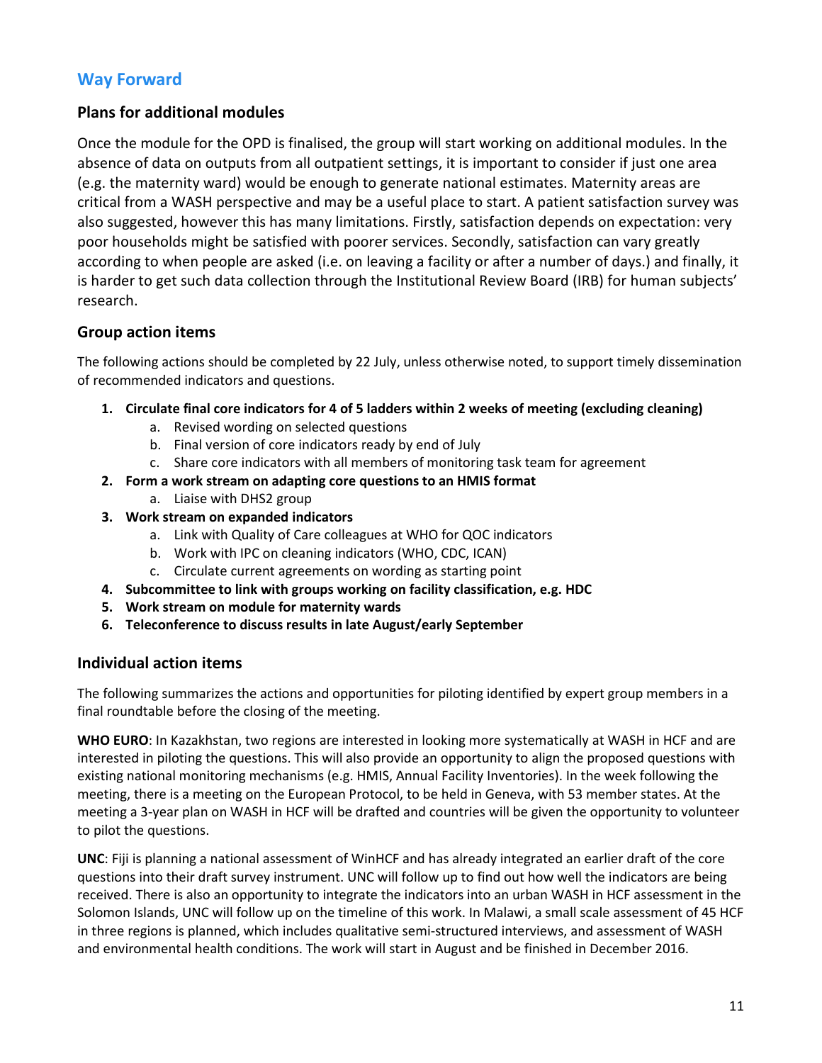## Way Forward

### Plans for additional modules

Once the module for the OPD is finalised, the group will start working on additional modules. In the absence of data on outputs from all outpatient settings, it is important to consider if just one area (e.g. the maternity ward) would be enough to generate national estimates. Maternity areas are critical from a WASH perspective and may be a useful place to start. A patient satisfaction survey was also suggested, however this has many limitations. Firstly, satisfaction depends on expectation: very poor households might be satisfied with poorer services. Secondly, satisfaction can vary greatly according to when people are asked (i.e. on leaving a facility or after a number of days.) and finally, it is harder to get such data collection through the Institutional Review Board (IRB) for human subjects' research.

### Group action items

The following actions should be completed by 22 July, unless otherwise noted, to support timely dissemination of recommended indicators and questions.

1. **Circulate final core indicators for 4 of 5 ladders within 2 weeks of meeting (excluding cleaning)**
    a. Revised wording on selected questions
    b. Final version of core indicators ready by end of July
    c. Share core indicators with all members of monitoring task team for agreement
2. **Form a work stream on adapting core questions to an HMIS format**
    a. Liaise with DHS2 group
3. **Work stream on expanded indicators**
    a. Link with Quality of Care colleagues at WHO for QOC indicators
    b. Work with IPC on cleaning indicators (WHO, CDC, ICAN)
    c. Circulate current agreements on wording as starting point
4. **Subcommittee to link with groups working on facility classification, e.g. HDC**
5. **Work stream on module for maternity wards**
6. **Teleconference to discuss results in late August/early September**

### Individual action items

The following summarizes the actions and opportunities for piloting identified by expert group members in a final roundtable before the closing of the meeting.

**WHO EURO**: In Kazakhstan, two regions are interested in looking more systematically at WASH in HCF and are interested in piloting the questions. This will also provide an opportunity to align the proposed questions with existing national monitoring mechanisms (e.g. HMIS, Annual Facility Inventories). In the week following the meeting, there is a meeting on the European Protocol, to be held in Geneva, with 53 member states. At the meeting a 3-year plan on WASH in HCF will be drafted and countries will be given the opportunity to volunteer to pilot the questions.

**UNC**: Fiji is planning a national assessment of WinHCF and has already integrated an earlier draft of the core questions into their draft survey instrument. UNC will follow up to find out how well the indicators are being received. There is also an opportunity to integrate the indicators into an urban WASH in HCF assessment in the Solomon Islands, UNC will follow up on the timeline of this work. In Malawi, a small scale assessment of 45 HCF in three regions is planned, which includes qualitative semi-structured interviews, and assessment of WASH and environmental health conditions. The work will start in August and be finished in December 2016.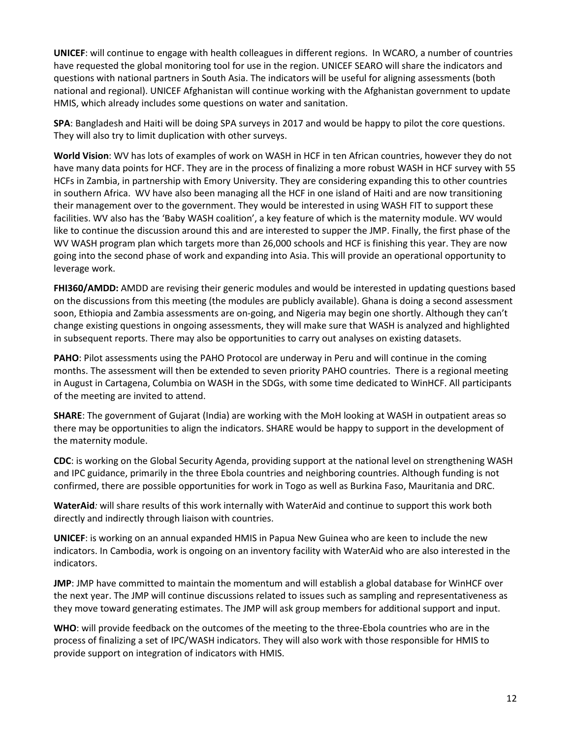**UNICEF**: will continue to engage with health colleagues in different regions. In WCARO, a number of countries have requested the global monitoring tool for use in the region. UNICEF SEARO will share the indicators and questions with national partners in South Asia. The indicators will be useful for aligning assessments (both national and regional). UNICEF Afghanistan will continue working with the Afghanistan government to update HMIS, which already includes some questions on water and sanitation.

**SPA**: Bangladesh and Haiti will be doing SPA surveys in 2017 and would be happy to pilot the core questions. They will also try to limit duplication with other surveys.

**World Vision**: WV has lots of examples of work on WASH in HCF in ten African countries, however they do not have many data points for HCF. They are in the process of finalizing a more robust WASH in HCF survey with 55 HCFs in Zambia, in partnership with Emory University. They are considering expanding this to other countries in southern Africa. WV have also been managing all the HCF in one island of Haiti and are now transitioning their management over to the government. They would be interested in using WASH FIT to support these facilities. WV also has the 'Baby WASH coalition', a key feature of which is the maternity module. WV would like to continue the discussion around this and are interested to supper the JMP. Finally, the first phase of the WV WASH program plan which targets more than 26,000 schools and HCF is finishing this year. They are now going into the second phase of work and expanding into Asia. This will provide an operational opportunity to leverage work.

**FHI360/AMDD:** AMDD are revising their generic modules and would be interested in updating questions based on the discussions from this meeting (the modules are publicly available). Ghana is doing a second assessment soon, Ethiopia and Zambia assessments are on-going, and Nigeria may begin one shortly. Although they can't change existing questions in ongoing assessments, they will make sure that WASH is analyzed and highlighted in subsequent reports. There may also be opportunities to carry out analyses on existing datasets.

**PAHO**: Pilot assessments using the PAHO Protocol are underway in Peru and will continue in the coming months. The assessment will then be extended to seven priority PAHO countries. There is a regional meeting in August in Cartagena, Columbia on WASH in the SDGs, with some time dedicated to WinHCF. All participants of the meeting are invited to attend.

**SHARE**: The government of Gujarat (India) are working with the MoH looking at WASH in outpatient areas so there may be opportunities to align the indicators. SHARE would be happy to support in the development of the maternity module.

**CDC**: is working on the Global Security Agenda, providing support at the national level on strengthening WASH and IPC guidance, primarily in the three Ebola countries and neighboring countries. Although funding is not confirmed, there are possible opportunities for work in Togo as well as Burkina Faso, Mauritania and DRC.

**WaterAid***:* will share results of this work internally with WaterAid and continue to support this work both directly and indirectly through liaison with countries.

**UNICEF**: is working on an annual expanded HMIS in Papua New Guinea who are keen to include the new indicators. In Cambodia, work is ongoing on an inventory facility with WaterAid who are also interested in the indicators.

**JMP**: JMP have committed to maintain the momentum and will establish a global database for WinHCF over the next year. The JMP will continue discussions related to issues such as sampling and representativeness as they move toward generating estimates. The JMP will ask group members for additional support and input.

**WHO**: will provide feedback on the outcomes of the meeting to the three-Ebola countries who are in the process of finalizing a set of IPC/WASH indicators. They will also work with those responsible for HMIS to provide support on integration of indicators with HMIS.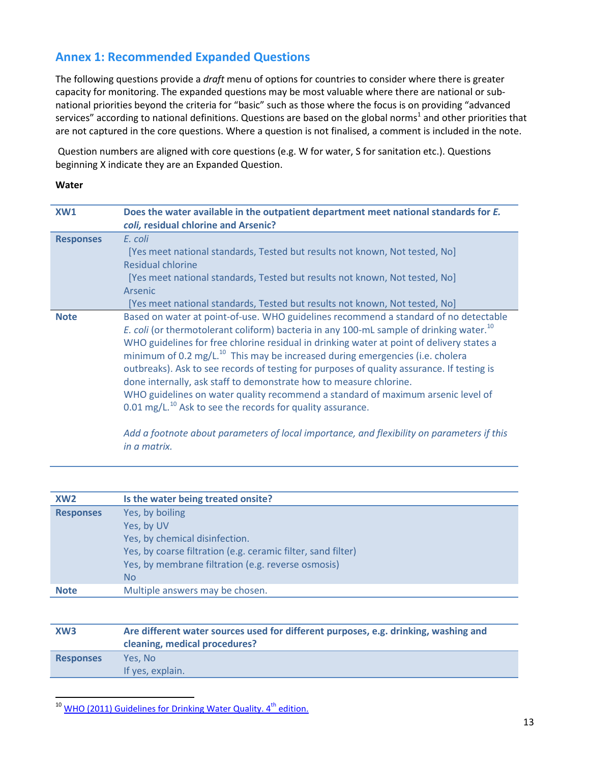## Annex 1: Recommended Expanded Questions

The following questions provide a *draft* menu of options for countries to consider where there is greater capacity for monitoring. The expanded questions may be most valuable where there are national or sub-national priorities beyond the criteria for "basic" such as those where the focus is on providing "advanced services" according to national definitions. Questions are based on the global norms[1] and other priorities that are not captured in the core questions. Where a question is not finalised, a comment is included in the note.

Question numbers are aligned with core questions (e.g. W for water, S for sanitation etc.). Questions beginning X indicate they are an Expanded Question.

**Water**

| **XW1** | **Does the water available in the outpatient department meet national standards for *E. coli*, residual chlorine and Arsenic?** |
|---|---|
| **Responses** | *E. coli*<br>[Yes meet national standards, Tested but results not known, Not tested, No]<br>Residual chlorine<br>[Yes meet national standards, Tested but results not known, Not tested, No]<br>Arsenic<br>[Yes meet national standards, Tested but results not known, Not tested, No] |
| **Note** | Based on water at point-of-use. WHO guidelines recommend a standard of no detectable *E. coli* (or thermotolerant coliform) bacteria in any 100-mL sample of drinking water.[10] WHO guidelines for free chlorine residual in drinking water at point of delivery states a minimum of 0.2 mg/L.[10] This may be increased during emergencies (i.e. cholera outbreaks). Ask to see records of testing for purposes of quality assurance. If testing is done internally, ask staff to demonstrate how to measure chlorine.<br>WHO guidelines on water quality recommend a standard of maximum arsenic level of 0.01 mg/L.[10] Ask to see the records for quality assurance.<br><br>*Add a footnote about parameters of local importance, and flexibility on parameters if this in a matrix.* |

| **XW2** | **Is the water being treated onsite?** |
|---|---|
| **Responses** | Yes, by boiling<br>Yes, by UV<br>Yes, by chemical disinfection.<br>Yes, by coarse filtration (e.g. ceramic filter, sand filter)<br>Yes, by membrane filtration (e.g. reverse osmosis)<br>No |
| **Note** | Multiple answers may be chosen. |

| **XW3** | **Are different water sources used for different purposes, e.g. drinking, washing and cleaning, medical procedures?** |
|---|---|
| **Responses** | Yes, No<br>If yes, explain. |

[10] WHO (2011) Guidelines for Drinking Water Quality. 4th edition.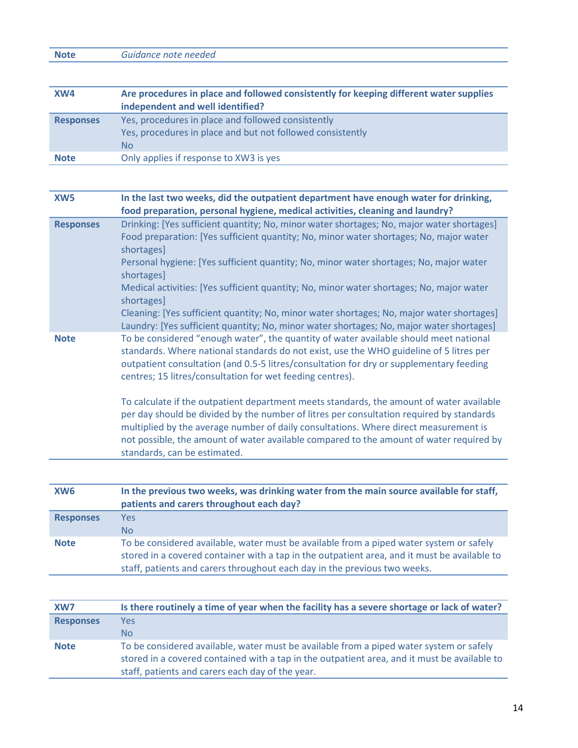| Note | *Guidance note needed* |
|---|---|

| **XW4** | **Are procedures in place and followed consistently for keeping different water supplies independent and well identified?** |
|---|---|
| **Responses** | Yes, procedures in place and followed consistently<br>Yes, procedures in place and but not followed consistently<br>No |
| **Note** | Only applies if response to XW3 is yes |

| **XW5** | **In the last two weeks, did the outpatient department have enough water for drinking, food preparation, personal hygiene, medical activities, cleaning and laundry?** |
|---|---|
| **Responses** | Drinking: [Yes sufficient quantity; No, minor water shortages; No, major water shortages]<br>Food preparation: [Yes sufficient quantity; No, minor water shortages; No, major water shortages]<br>Personal hygiene: [Yes sufficient quantity; No, minor water shortages; No, major water shortages]<br>Medical activities: [Yes sufficient quantity; No, minor water shortages; No, major water shortages]<br>Cleaning: [Yes sufficient quantity; No, minor water shortages; No, major water shortages]<br>Laundry: [Yes sufficient quantity; No, minor water shortages; No, major water shortages] |
| **Note** | To be considered "enough water", the quantity of water available should meet national standards. Where national standards do not exist, use the WHO guideline of 5 litres per outpatient consultation (and 0.5-5 litres/consultation for dry or supplementary feeding centres; 15 litres/consultation for wet feeding centres).<br><br>To calculate if the outpatient department meets standards, the amount of water available per day should be divided by the number of litres per consultation required by standards multiplied by the average number of daily consultations. Where direct measurement is not possible, the amount of water available compared to the amount of water required by standards, can be estimated. |

| **XW6** | **In the previous two weeks, was drinking water from the main source available for staff, patients and carers throughout each day?** |
|---|---|
| **Responses** | Yes<br>No |
| **Note** | To be considered available, water must be available from a piped water system or safely stored in a covered container with a tap in the outpatient area, and it must be available to staff, patients and carers throughout each day in the previous two weeks. |

| **XW7** | **Is there routinely a time of year when the facility has a severe shortage or lack of water?** |
|---|---|
| **Responses** | Yes<br>No |
| **Note** | To be considered available, water must be available from a piped water system or safely stored in a covered contained with a tap in the outpatient area, and it must be available to staff, patients and carers each day of the year. |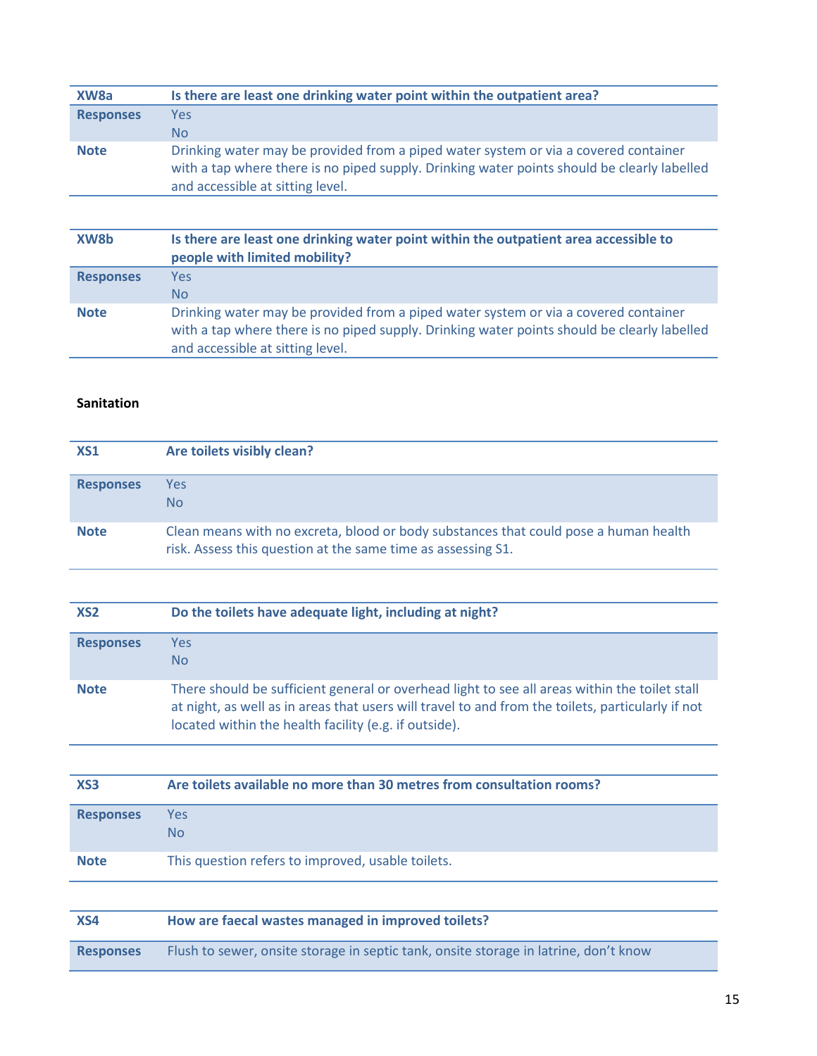| XW8a | Is there are least one drinking water point within the outpatient area? |
| --- | --- |
| Responses | Yes<br>No |
| Note | Drinking water may be provided from a piped water system or via a covered container with a tap where there is no piped supply. Drinking water points should be clearly labelled and accessible at sitting level. |

| XW8b | Is there are least one drinking water point within the outpatient area accessible to people with limited mobility? |
| --- | --- |
| Responses | Yes<br>No |
| Note | Drinking water may be provided from a piped water system or via a covered container with a tap where there is no piped supply. Drinking water points should be clearly labelled and accessible at sitting level. |

**Sanitation**

| XS1 | Are toilets visibly clean? |
| --- | --- |
| Responses | Yes<br>No |
| Note | Clean means with no excreta, blood or body substances that could pose a human health risk. Assess this question at the same time as assessing S1. |

| XS2 | Do the toilets have adequate light, including at night? |
| --- | --- |
| Responses | Yes<br>No |
| Note | There should be sufficient general or overhead light to see all areas within the toilet stall at night, as well as in areas that users will travel to and from the toilets, particularly if not located within the health facility (e.g. if outside). |

| XS3 | Are toilets available no more than 30 metres from consultation rooms? |
| --- | --- |
| Responses | Yes<br>No |
| Note | This question refers to improved, usable toilets. |

| XS4 | How are faecal wastes managed in improved toilets? |
| --- | --- |
| Responses | Flush to sewer, onsite storage in septic tank, onsite storage in latrine, don't know |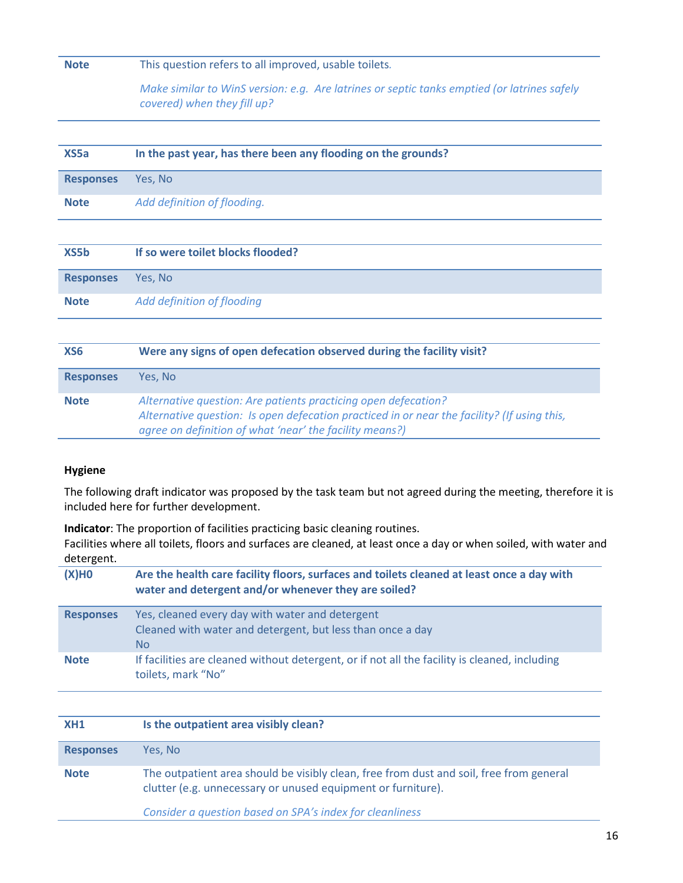| Note | This question refers to all improved, usable toilets. *Make similar to WinS version: e.g. Are latrines or septic tanks emptied (or latrines safely covered) when they fill up?* |
|---|---|

| XS5a | In the past year, has there been any flooding on the grounds? |
|---|---|
| Responses | Yes, No |
| Note | *Add definition of flooding.* |

| XS5b | If so were toilet blocks flooded? |
|---|---|
| Responses | Yes, No |
| Note | *Add definition of flooding* |

| XS6 | Were any signs of open defecation observed during the facility visit? |
|---|---|
| Responses | Yes, No |
| Note | *Alternative question: Are patients practicing open defecation?* *Alternative question: Is open defecation practiced in or near the facility? (If using this, agree on definition of what 'near' the facility means?)* |

**Hygiene**

The following draft indicator was proposed by the task team but not agreed during the meeting, therefore it is included here for further development.

**Indicator**: The proportion of facilities practicing basic cleaning routines.
Facilities where all toilets, floors and surfaces are cleaned, at least once a day or when soiled, with water and detergent.

| (X)H0 | Are the health care facility floors, surfaces and toilets cleaned at least once a day with water and detergent and/or whenever they are soiled? |
|---|---|
| Responses | Yes, cleaned every day with water and detergent<br>Cleaned with water and detergent, but less than once a day<br>No |
| Note | If facilities are cleaned without detergent, or if not all the facility is cleaned, including toilets, mark "No" |

| XH1 | Is the outpatient area visibly clean? |
|---|---|
| Responses | Yes, No |
| Note | The outpatient area should be visibly clean, free from dust and soil, free from general clutter (e.g. unnecessary or unused equipment or furniture). *Consider a question based on SPA's index for cleanliness* |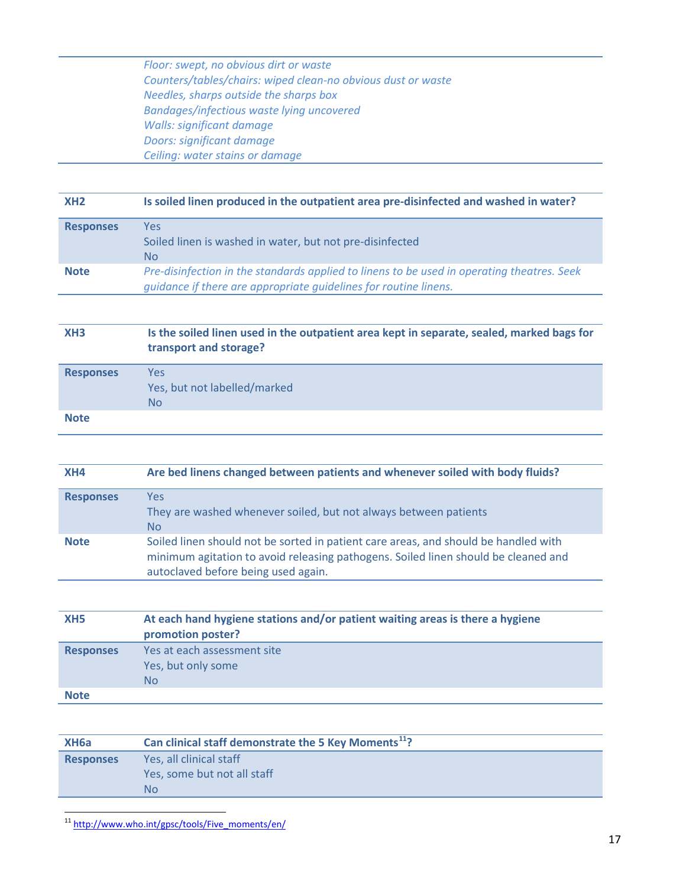| | |
|---|---|
| | *Floor: swept, no obvious dirt or waste*<br>*Counters/tables/chairs: wiped clean-no obvious dust or waste*<br>*Needles, sharps outside the sharps box*<br>*Bandages/infectious waste lying uncovered*<br>*Walls: significant damage*<br>*Doors: significant damage*<br>*Ceiling: water stains or damage* |

| **XH2** | **Is soiled linen produced in the outpatient area pre-disinfected and washed in water?** |
|---|---|
| **Responses** | Yes<br>Soiled linen is washed in water, but not pre-disinfected<br>No |
| **Note** | *Pre-disinfection in the standards applied to linens to be used in operating theatres. Seek guidance if there are appropriate guidelines for routine linens.* |

| **XH3** | **Is the soiled linen used in the outpatient area kept in separate, sealed, marked bags for transport and storage?** |
|---|---|
| **Responses** | Yes<br>Yes, but not labelled/marked<br>No |
| **Note** | |

| **XH4** | **Are bed linens changed between patients and whenever soiled with body fluids?** |
|---|---|
| **Responses** | Yes<br>They are washed whenever soiled, but not always between patients<br>No |
| **Note** | Soiled linen should not be sorted in patient care areas, and should be handled with minimum agitation to avoid releasing pathogens. Soiled linen should be cleaned and autoclaved before being used again. |

| **XH5** | **At each hand hygiene stations and/or patient waiting areas is there a hygiene promotion poster?** |
|---|---|
| **Responses** | Yes at each assessment site<br>Yes, but only some<br>No |
| **Note** | |

| **XH6a** | **Can clinical staff demonstrate the 5 Key Moments[11]?** |
|---|---|
| **Responses** | Yes, all clinical staff<br>Yes, some but not all staff<br>No |

[11] http://www.who.int/gpsc/tools/Five_moments/en/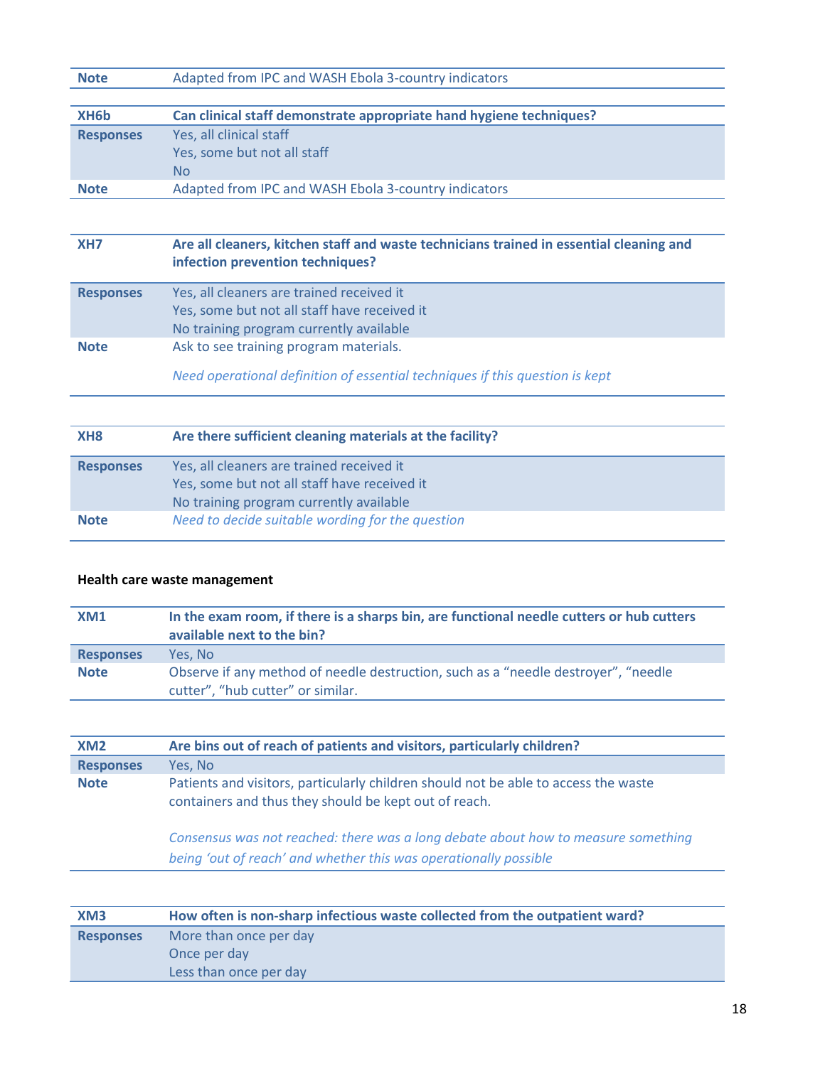| | |
|---|---|
| **Note** | Adapted from IPC and WASH Ebola 3-country indicators |

| **XH6b** | **Can clinical staff demonstrate appropriate hand hygiene techniques?** |
|---|---|
| **Responses** | Yes, all clinical staff<br>Yes, some but not all staff<br>No |
| **Note** | Adapted from IPC and WASH Ebola 3-country indicators |

| **XH7** | **Are all cleaners, kitchen staff and waste technicians trained in essential cleaning and infection prevention techniques?** |
|---|---|
| **Responses** | Yes, all cleaners are trained received it<br>Yes, some but not all staff have received it<br>No training program currently available |
| **Note** | Ask to see training program materials.<br><br>*Need operational definition of essential techniques if this question is kept* |

| **XH8** | **Are there sufficient cleaning materials at the facility?** |
|---|---|
| **Responses** | Yes, all cleaners are trained received it<br>Yes, some but not all staff have received it<br>No training program currently available |
| **Note** | *Need to decide suitable wording for the question* |

**Health care waste management**

| **XM1** | **In the exam room, if there is a sharps bin, are functional needle cutters or hub cutters available next to the bin?** |
|---|---|
| **Responses** | Yes, No |
| **Note** | Observe if any method of needle destruction, such as a "needle destroyer", "needle cutter", "hub cutter" or similar. |

| **XM2** | **Are bins out of reach of patients and visitors, particularly children?** |
|---|---|
| **Responses** | Yes, No |
| **Note** | Patients and visitors, particularly children should not be able to access the waste containers and thus they should be kept out of reach.<br><br>*Consensus was not reached: there was a long debate about how to measure something being 'out of reach' and whether this was operationally possible* |

| **XM3** | **How often is non-sharp infectious waste collected from the outpatient ward?** |
|---|---|
| **Responses** | More than once per day<br>Once per day<br>Less than once per day |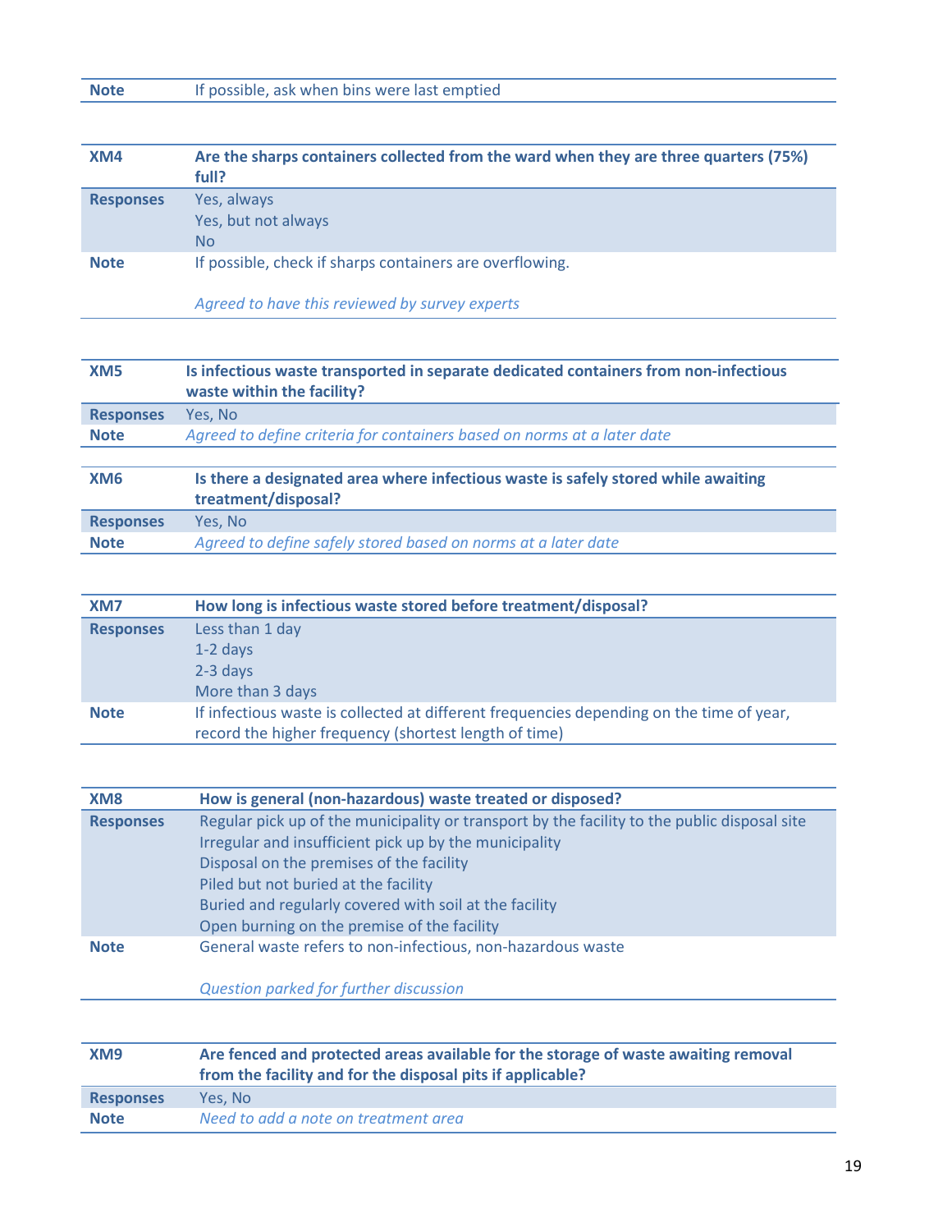| Note | If possible, ask when bins were last emptied |
|---|---|

| XM4 | Are the sharps containers collected from the ward when they are three quarters (75%) full? |
|---|---|
| Responses | Yes, always<br>Yes, but not always<br>No |
| Note | If possible, check if sharps containers are overflowing.<br><br>*Agreed to have this reviewed by survey experts* |

| XM5 | Is infectious waste transported in separate dedicated containers from non-infectious waste within the facility? |
|---|---|
| Responses | Yes, No |
| Note | *Agreed to define criteria for containers based on norms at a later date* |

| XM6 | Is there a designated area where infectious waste is safely stored while awaiting treatment/disposal? |
|---|---|
| Responses | Yes, No |
| Note | *Agreed to define safely stored based on norms at a later date* |

| XM7 | How long is infectious waste stored before treatment/disposal? |
|---|---|
| Responses | Less than 1 day<br>1-2 days<br>2-3 days<br>More than 3 days |
| Note | If infectious waste is collected at different frequencies depending on the time of year, record the higher frequency (shortest length of time) |

| XM8 | How is general (non-hazardous) waste treated or disposed? |
|---|---|
| Responses | Regular pick up of the municipality or transport by the facility to the public disposal site<br>Irregular and insufficient pick up by the municipality<br>Disposal on the premises of the facility<br>Piled but not buried at the facility<br>Buried and regularly covered with soil at the facility<br>Open burning on the premise of the facility |
| Note | General waste refers to non-infectious, non-hazardous waste<br><br>*Question parked for further discussion* |

| XM9 | Are fenced and protected areas available for the storage of waste awaiting removal from the facility and for the disposal pits if applicable? |
|---|---|
| Responses | Yes, No |
| Note | *Need to add a note on treatment area* |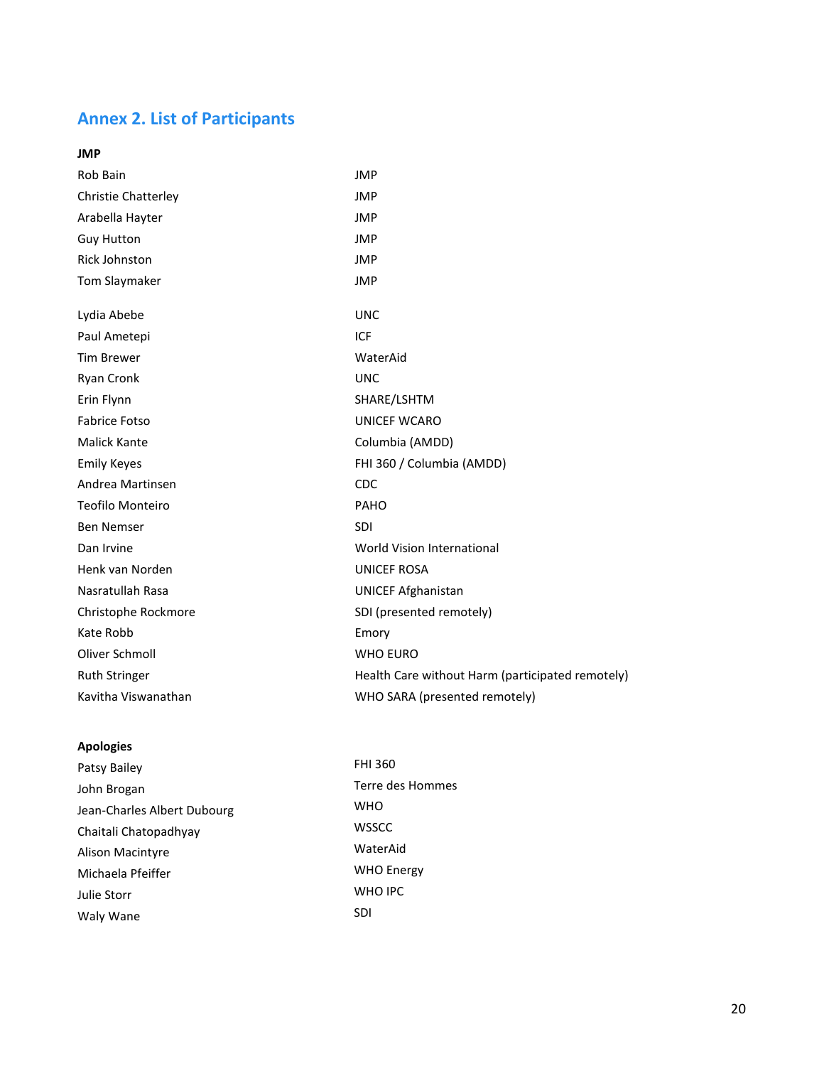## Annex 2. List of Participants

**JMP**

| | |
|---|---|
| Rob Bain | JMP |
| Christie Chatterley | JMP |
| Arabella Hayter | JMP |
| Guy Hutton | JMP |
| Rick Johnston | JMP |
| Tom Slaymaker | JMP |

| | |
|---|---|
| Lydia Abebe | UNC |
| Paul Ametepi | ICF |
| Tim Brewer | WaterAid |
| Ryan Cronk | UNC |
| Erin Flynn | SHARE/LSHTM |
| Fabrice Fotso | UNICEF WCARO |
| Malick Kante | Columbia (AMDD) |
| Emily Keyes | FHI 360 / Columbia (AMDD) |
| Andrea Martinsen | CDC |
| Teofilo Monteiro | PAHO |
| Ben Nemser | SDI |
| Dan Irvine | World Vision International |
| Henk van Norden | UNICEF ROSA |
| Nasratullah Rasa | UNICEF Afghanistan |
| Christophe Rockmore | SDI (presented remotely) |
| Kate Robb | Emory |
| Oliver Schmoll | WHO EURO |
| Ruth Stringer | Health Care without Harm (participated remotely) |
| Kavitha Viswanathan | WHO SARA (presented remotely) |

**Apologies**

| | |
|---|---|
| Patsy Bailey | FHI 360 |
| John Brogan | Terre des Hommes |
| Jean-Charles Albert Dubourg | WHO |
| Chaitali Chatopadhyay | WSSCC |
| Alison Macintyre | WaterAid |
| Michaela Pfeiffer | WHO Energy |
| Julie Storr | WHO IPC |
| Waly Wane | SDI |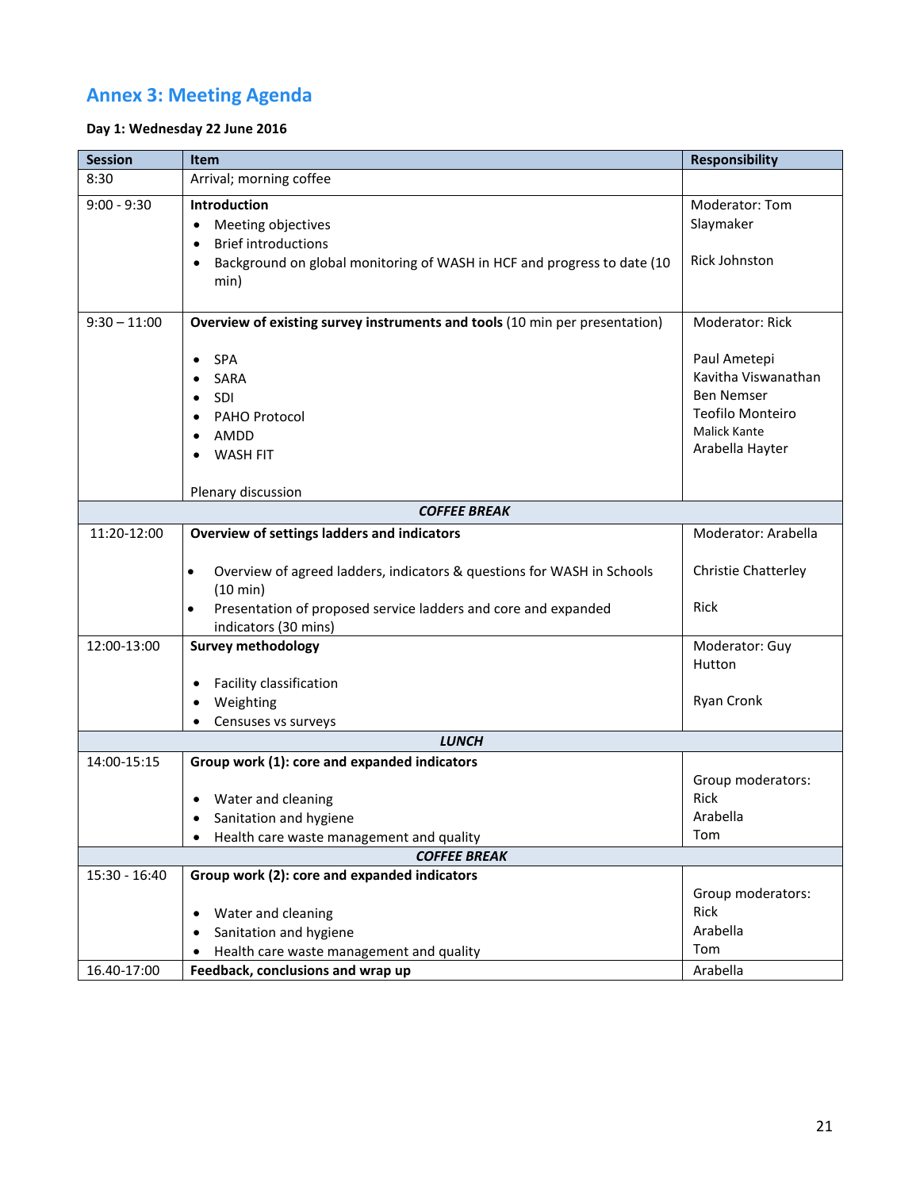## Annex 3: Meeting Agenda

**Day 1: Wednesday 22 June 2016**

| Session | Item | Responsibility |
|---|---|---|
| 8:30 | Arrival; morning coffee | |
| 9:00 - 9:30 | **Introduction**<br>• Meeting objectives<br>• Brief introductions<br>• Background on global monitoring of WASH in HCF and progress to date (10 min) | Moderator: Tom Slaymaker<br><br>Rick Johnston |
| 9:30 – 11:00 | **Overview of existing survey instruments and tools** (10 min per presentation)<br><br>• SPA<br>• SARA<br>• SDI<br>• PAHO Protocol<br>• AMDD<br>• WASH FIT<br><br>Plenary discussion | Moderator: Rick<br><br>Paul Ametepi<br>Kavitha Viswanathan<br>Ben Nemser<br>Teofilo Monteiro<br>Malick Kante<br>Arabella Hayter |
| | ***COFFEE BREAK*** | |
| 11:20-12:00 | **Overview of settings ladders and indicators**<br><br>• Overview of agreed ladders, indicators & questions for WASH in Schools (10 min)<br>• Presentation of proposed service ladders and core and expanded indicators (30 mins) | Moderator: Arabella<br><br>Christie Chatterley<br><br>Rick |
| 12:00-13:00 | **Survey methodology**<br><br>• Facility classification<br>• Weighting<br>• Censuses vs surveys | Moderator: Guy Hutton<br><br>Ryan Cronk |
| | ***LUNCH*** | |
| 14:00-15:15 | **Group work (1): core and expanded indicators**<br><br>• Water and cleaning<br>• Sanitation and hygiene<br>• Health care waste management and quality | Group moderators:<br>Rick<br>Arabella<br>Tom |
| | ***COFFEE BREAK*** | |
| 15:30 - 16:40 | **Group work (2): core and expanded indicators**<br><br>• Water and cleaning<br>• Sanitation and hygiene<br>• Health care waste management and quality | Group moderators:<br>Rick<br>Arabella<br>Tom |
| 16.40-17:00 | **Feedback, conclusions and wrap up** | Arabella |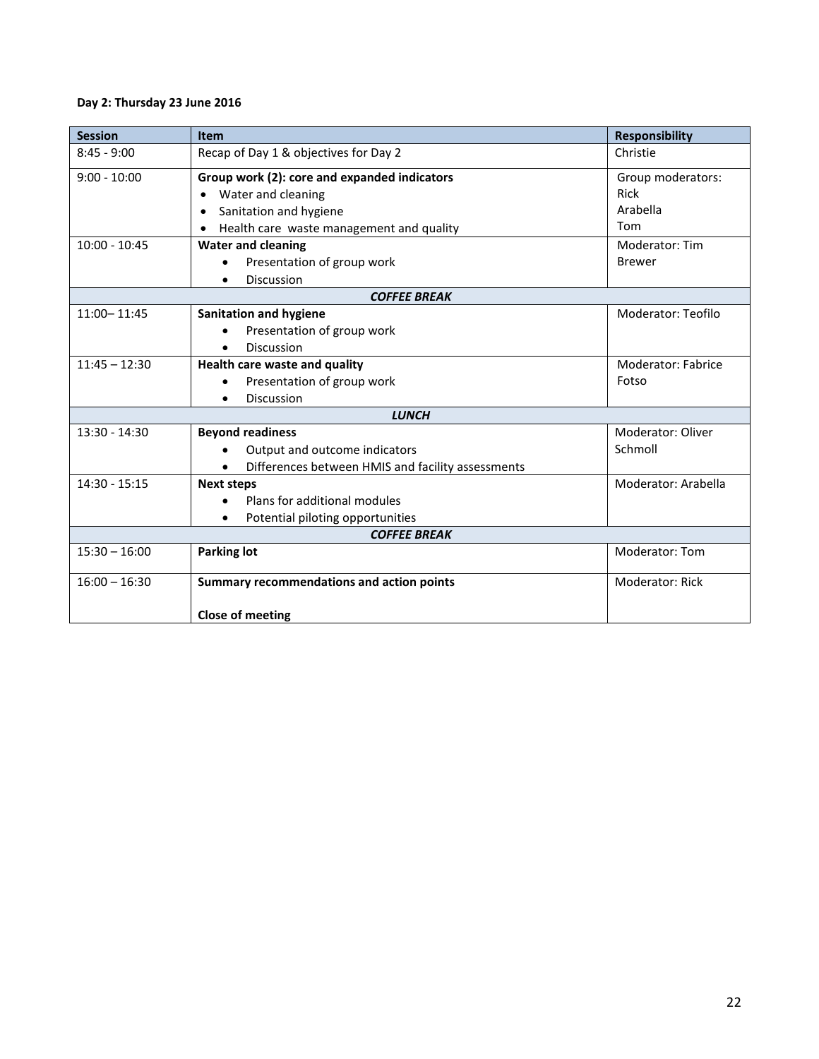**Day 2: Thursday 23 June 2016**

| Session | Item | Responsibility |
|---|---|---|
| 8:45 - 9:00 | Recap of Day 1 & objectives for Day 2 | Christie |
| 9:00 - 10:00 | **Group work (2): core and expanded indicators**<br>• Water and cleaning<br>• Sanitation and hygiene<br>• Health care waste management and quality | Group moderators:<br>Rick<br>Arabella<br>Tom |
| 10:00 - 10:45 | **Water and cleaning**<br>• Presentation of group work<br>• Discussion | Moderator: Tim Brewer |
| | ***COFFEE BREAK*** | |
| 11:00– 11:45 | **Sanitation and hygiene**<br>• Presentation of group work<br>• Discussion | Moderator: Teofilo |
| 11:45 – 12:30 | **Health care waste and quality**<br>• Presentation of group work<br>• Discussion | Moderator: Fabrice Fotso |
| | ***LUNCH*** | |
| 13:30 - 14:30 | **Beyond readiness**<br>• Output and outcome indicators<br>• Differences between HMIS and facility assessments | Moderator: Oliver Schmoll |
| 14:30 - 15:15 | **Next steps**<br>• Plans for additional modules<br>• Potential piloting opportunities | Moderator: Arabella |
| | ***COFFEE BREAK*** | |
| 15:30 – 16:00 | **Parking lot** | Moderator: Tom |
| 16:00 – 16:30 | **Summary recommendations and action points**<br><br>**Close of meeting** | Moderator: Rick |